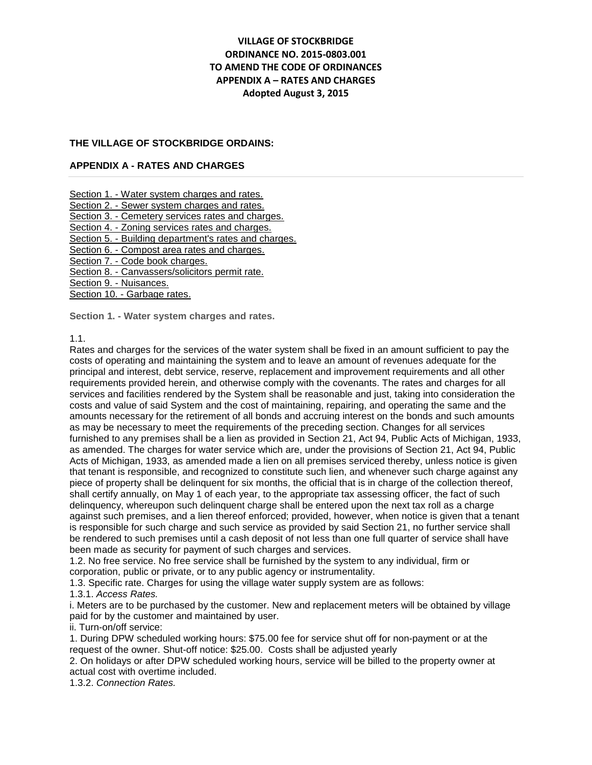# VILLAGE OF STOCKBRIDGE
# ORDINANCE NO. 2015-0803.001
# TO AMEND THE CODE OF ORDINANCES
# APPENDIX A – RATES AND CHARGES
# Adopted August 3, 2015

**THE VILLAGE OF STOCKBRIDGE ORDAINS:**

## APPENDIX A - RATES AND CHARGES

---

Section 1. - Water system charges and rates.
Section 2. - Sewer system charges and rates.
Section 3. - Cemetery services rates and charges.
Section 4. - Zoning services rates and charges.
Section 5. - Building department's rates and charges.
Section 6. - Compost area rates and charges.
Section 7. - Code book charges.
Section 8. - Canvassers/solicitors permit rate.
Section 9. - Nuisances.
Section 10. - Garbage rates.

### Section 1. - Water system charges and rates.

1.1.

Rates and charges for the services of the water system shall be fixed in an amount sufficient to pay the costs of operating and maintaining the system and to leave an amount of revenues adequate for the principal and interest, debt service, reserve, replacement and improvement requirements and all other requirements provided herein, and otherwise comply with the covenants. The rates and charges for all services and facilities rendered by the System shall be reasonable and just, taking into consideration the costs and value of said System and the cost of maintaining, repairing, and operating the same and the amounts necessary for the retirement of all bonds and accruing interest on the bonds and such amounts as may be necessary to meet the requirements of the preceding section. Changes for all services furnished to any premises shall be a lien as provided in Section 21, Act 94, Public Acts of Michigan, 1933, as amended. The charges for water service which are, under the provisions of Section 21, Act 94, Public Acts of Michigan, 1933, as amended made a lien on all premises serviced thereby, unless notice is given that tenant is responsible, and recognized to constitute such lien, and whenever such charge against any piece of property shall be delinquent for six months, the official that is in charge of the collection thereof, shall certify annually, on May 1 of each year, to the appropriate tax assessing officer, the fact of such delinquency, whereupon such delinquent charge shall be entered upon the next tax roll as a charge against such premises, and a lien thereof enforced; provided, however, when notice is given that a tenant is responsible for such charge and such service as provided by said Section 21, no further service shall be rendered to such premises until a cash deposit of not less than one full quarter of service shall have been made as security for payment of such charges and services.

1.2. No free service. No free service shall be furnished by the system to any individual, firm or corporation, public or private, or to any public agency or instrumentality.

1.3. Specific rate. Charges for using the village water supply system are as follows:

1.3.1. *Access Rates.*

i. Meters are to be purchased by the customer. New and replacement meters will be obtained by village paid for by the customer and maintained by user.

ii. Turn-on/off service:

1. During DPW scheduled working hours: $75.00 fee for service shut off for non-payment or at the request of the owner. Shut-off notice: $25.00. Costs shall be adjusted yearly

2. On holidays or after DPW scheduled working hours, service will be billed to the property owner at actual cost with overtime included.

1.3.2. *Connection Rates.*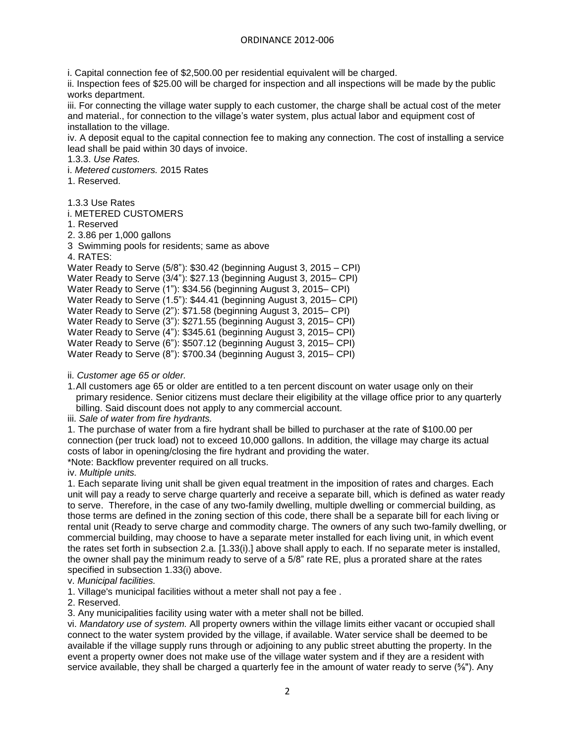i. Capital connection fee of $2,500.00 per residential equivalent will be charged.

ii. Inspection fees of $25.00 will be charged for inspection and all inspections will be made by the public works department.

iii. For connecting the village water supply to each customer, the charge shall be actual cost of the meter and material., for connection to the village's water system, plus actual labor and equipment cost of installation to the village.

iv. A deposit equal to the capital connection fee to making any connection. The cost of installing a service lead shall be paid within 30 days of invoice.

1.3.3. *Use Rates.*

i. *Metered customers.* 2015 Rates

1. Reserved.

1.3.3 Use Rates

i. METERED CUSTOMERS

1. Reserved

2. 3.86 per 1,000 gallons

3 Swimming pools for residents; same as above

4. RATES:

Water Ready to Serve (5/8"): $30.42 (beginning August 3, 2015 – CPI)
Water Ready to Serve (3/4"): $27.13 (beginning August 3, 2015– CPI)
Water Ready to Serve (1"): $34.56 (beginning August 3, 2015– CPI)
Water Ready to Serve (1.5"): $44.41 (beginning August 3, 2015– CPI)
Water Ready to Serve (2"): $71.58 (beginning August 3, 2015– CPI)
Water Ready to Serve (3"): $271.55 (beginning August 3, 2015– CPI)
Water Ready to Serve (4"): $345.61 (beginning August 3, 2015– CPI)
Water Ready to Serve (6"): $507.12 (beginning August 3, 2015– CPI)
Water Ready to Serve (8"): $700.34 (beginning August 3, 2015– CPI)

ii. *Customer age 65 or older.*

1. All customers age 65 or older are entitled to a ten percent discount on water usage only on their primary residence. Senior citizens must declare their eligibility at the village office prior to any quarterly billing. Said discount does not apply to any commercial account.

iii. *Sale of water from fire hydrants.*

1. The purchase of water from a fire hydrant shall be billed to purchaser at the rate of $100.00 per connection (per truck load) not to exceed 10,000 gallons. In addition, the village may charge its actual costs of labor in opening/closing the fire hydrant and providing the water.

*Note: Backflow preventer required on all trucks.

iv. *Multiple units.*

1. Each separate living unit shall be given equal treatment in the imposition of rates and charges. Each unit will pay a ready to serve charge quarterly and receive a separate bill, which is defined as water ready to serve. Therefore, in the case of any two-family dwelling, multiple dwelling or commercial building, as those terms are defined in the zoning section of this code, there shall be a separate bill for each living or rental unit (Ready to serve charge and commodity charge. The owners of any such two-family dwelling, or commercial building, may choose to have a separate meter installed for each living unit, in which event the rates set forth in subsection 2.a. [1.33(i).] above shall apply to each. If no separate meter is installed, the owner shall pay the minimum ready to serve of a 5/8" rate RE, plus a prorated share at the rates specified in subsection 1.33(i) above.

v. *Municipal facilities.*

1. Village's municipal facilities without a meter shall not pay a fee .

2. Reserved.

3. Any municipalities facility using water with a meter shall not be billed.

vi. *Mandatory use of system.* All property owners within the village limits either vacant or occupied shall connect to the water system provided by the village, if available. Water service shall be deemed to be available if the village supply runs through or adjoining to any public street abutting the property. In the event a property owner does not make use of the village water system and if they are a resident with service available, they shall be charged a quarterly fee in the amount of water ready to serve (5/8"). Any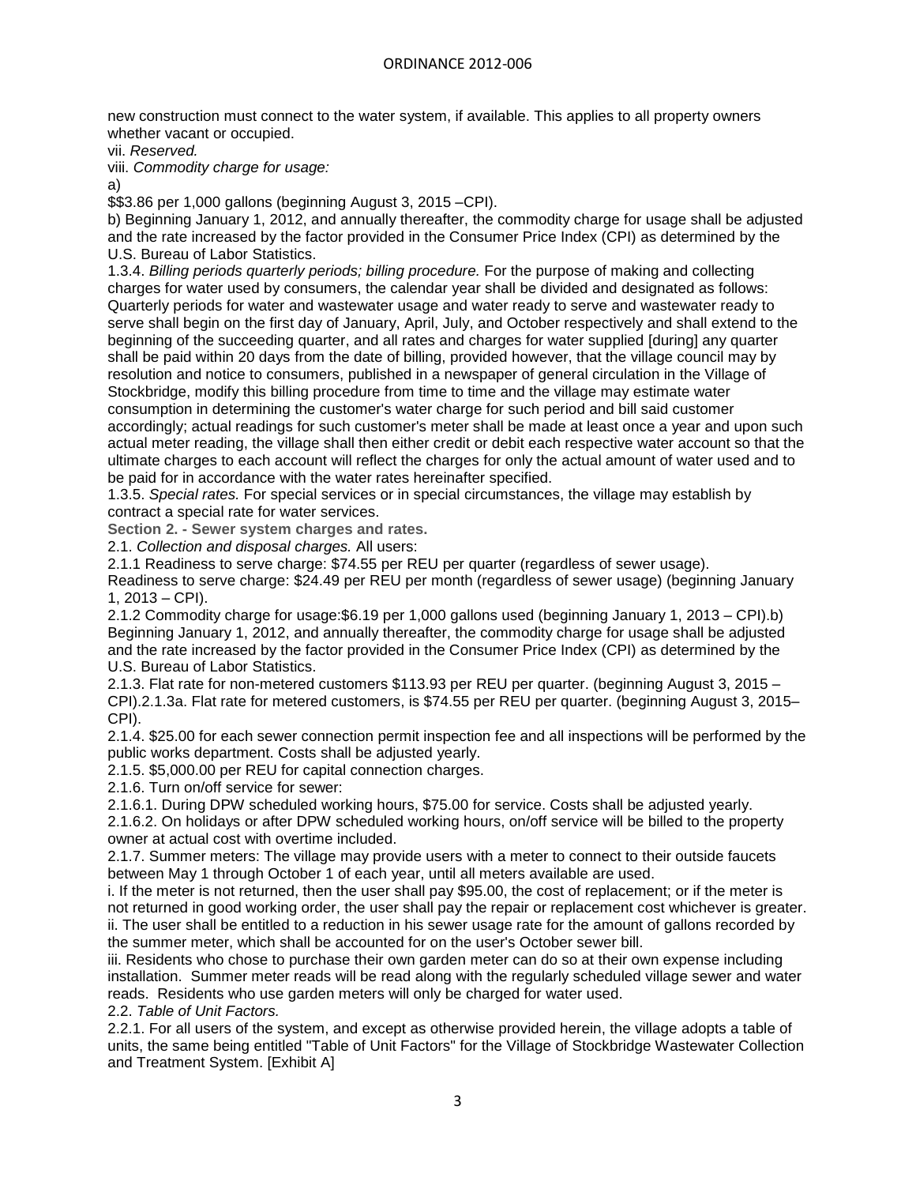new construction must connect to the water system, if available. This applies to all property owners whether vacant or occupied.

vii. *Reserved.*

viii. *Commodity charge for usage:*

a)

$$3.86 per 1,000 gallons (beginning August 3, 2015 –CPI).

b) Beginning January 1, 2012, and annually thereafter, the commodity charge for usage shall be adjusted and the rate increased by the factor provided in the Consumer Price Index (CPI) as determined by the U.S. Bureau of Labor Statistics.

1.3.4. *Billing periods quarterly periods; billing procedure.* For the purpose of making and collecting charges for water used by consumers, the calendar year shall be divided and designated as follows: Quarterly periods for water and wastewater usage and water ready to serve and wastewater ready to serve shall begin on the first day of January, April, July, and October respectively and shall extend to the beginning of the succeeding quarter, and all rates and charges for water supplied [during] any quarter shall be paid within 20 days from the date of billing, provided however, that the village council may by resolution and notice to consumers, published in a newspaper of general circulation in the Village of Stockbridge, modify this billing procedure from time to time and the village may estimate water consumption in determining the customer's water charge for such period and bill said customer accordingly; actual readings for such customer's meter shall be made at least once a year and upon such actual meter reading, the village shall then either credit or debit each respective water account so that the ultimate charges to each account will reflect the charges for only the actual amount of water used and to be paid for in accordance with the water rates hereinafter specified.

1.3.5. *Special rates.* For special services or in special circumstances, the village may establish by contract a special rate for water services.

**Section 2. - Sewer system charges and rates.**

2.1. *Collection and disposal charges.* All users:

2.1.1 Readiness to serve charge: $74.55 per REU per quarter (regardless of sewer usage).

Readiness to serve charge: $24.49 per REU per month (regardless of sewer usage) (beginning January 1, 2013 – CPI).

2.1.2 Commodity charge for usage:$6.19 per 1,000 gallons used (beginning January 1, 2013 – CPI).b) Beginning January 1, 2012, and annually thereafter, the commodity charge for usage shall be adjusted and the rate increased by the factor provided in the Consumer Price Index (CPI) as determined by the U.S. Bureau of Labor Statistics.

2.1.3. Flat rate for non-metered customers $113.93 per REU per quarter. (beginning August 3, 2015 – CPI).2.1.3a. Flat rate for metered customers, is $74.55 per REU per quarter. (beginning August 3, 2015– CPI).

2.1.4. $25.00 for each sewer connection permit inspection fee and all inspections will be performed by the public works department. Costs shall be adjusted yearly.

2.1.5. $5,000.00 per REU for capital connection charges.

2.1.6. Turn on/off service for sewer:

2.1.6.1. During DPW scheduled working hours, $75.00 for service. Costs shall be adjusted yearly.

2.1.6.2. On holidays or after DPW scheduled working hours, on/off service will be billed to the property owner at actual cost with overtime included.

2.1.7. Summer meters: The village may provide users with a meter to connect to their outside faucets between May 1 through October 1 of each year, until all meters available are used.

i. If the meter is not returned, then the user shall pay $95.00, the cost of replacement; or if the meter is not returned in good working order, the user shall pay the repair or replacement cost whichever is greater.

ii. The user shall be entitled to a reduction in his sewer usage rate for the amount of gallons recorded by the summer meter, which shall be accounted for on the user's October sewer bill.

iii. Residents who chose to purchase their own garden meter can do so at their own expense including installation. Summer meter reads will be read along with the regularly scheduled village sewer and water reads. Residents who use garden meters will only be charged for water used.

2.2. *Table of Unit Factors.*

2.2.1. For all users of the system, and except as otherwise provided herein, the village adopts a table of units, the same being entitled "Table of Unit Factors" for the Village of Stockbridge Wastewater Collection and Treatment System. [Exhibit A]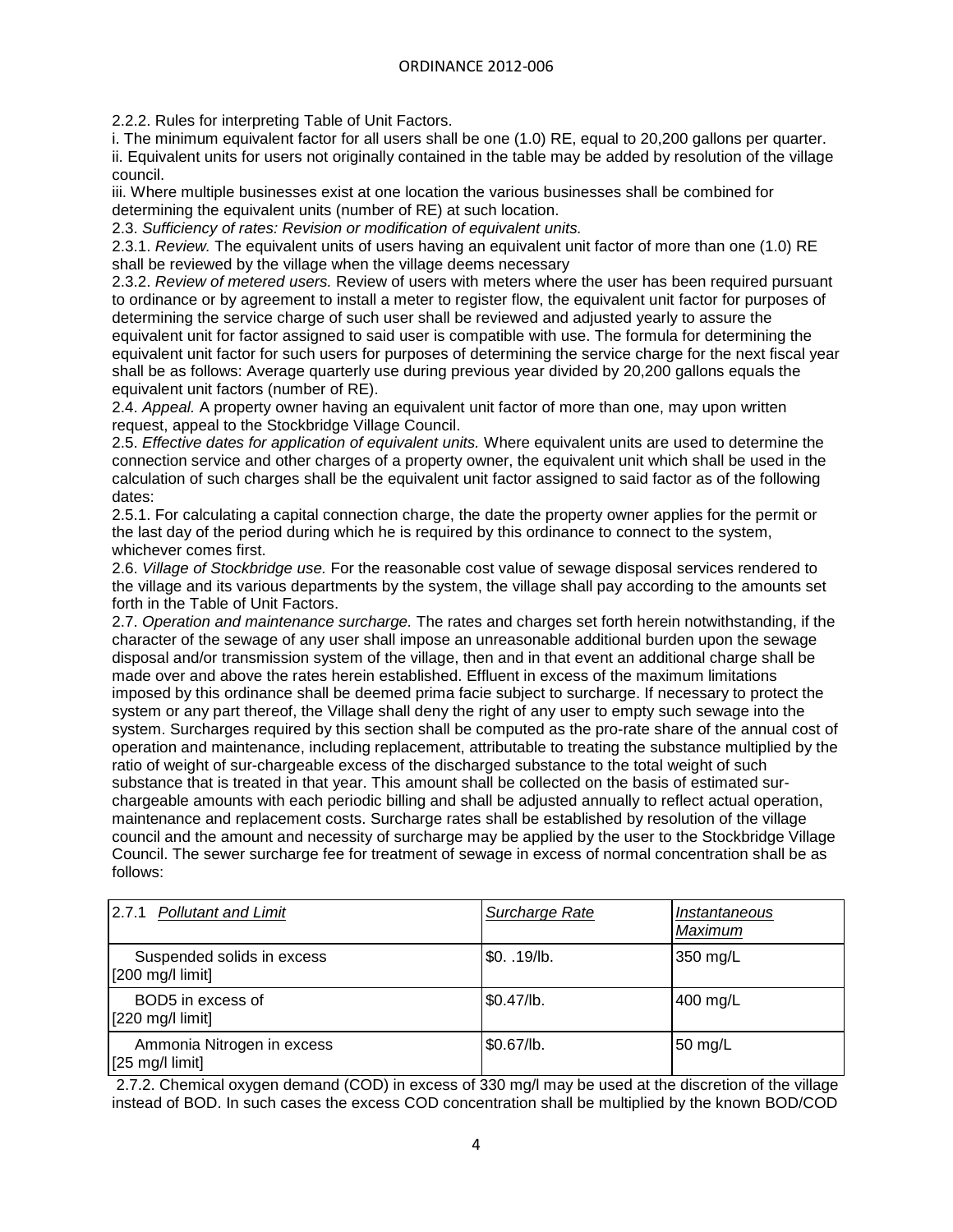2.2.2. Rules for interpreting Table of Unit Factors.

i. The minimum equivalent factor for all users shall be one (1.0) RE, equal to 20,200 gallons per quarter.

ii. Equivalent units for users not originally contained in the table may be added by resolution of the village council.

iii. Where multiple businesses exist at one location the various businesses shall be combined for determining the equivalent units (number of RE) at such location.

2.3. *Sufficiency of rates: Revision or modification of equivalent units.*

2.3.1. *Review.* The equivalent units of users having an equivalent unit factor of more than one (1.0) RE shall be reviewed by the village when the village deems necessary

2.3.2. *Review of metered users.* Review of users with meters where the user has been required pursuant to ordinance or by agreement to install a meter to register flow, the equivalent unit factor for purposes of determining the service charge of such user shall be reviewed and adjusted yearly to assure the equivalent unit for factor assigned to said user is compatible with use. The formula for determining the equivalent unit factor for such users for purposes of determining the service charge for the next fiscal year shall be as follows: Average quarterly use during previous year divided by 20,200 gallons equals the equivalent unit factors (number of RE).

2.4. *Appeal.* A property owner having an equivalent unit factor of more than one, may upon written request, appeal to the Stockbridge Village Council.

2.5. *Effective dates for application of equivalent units.* Where equivalent units are used to determine the connection service and other charges of a property owner, the equivalent unit which shall be used in the calculation of such charges shall be the equivalent unit factor assigned to said factor as of the following dates:

2.5.1. For calculating a capital connection charge, the date the property owner applies for the permit or the last day of the period during which he is required by this ordinance to connect to the system, whichever comes first.

2.6. *Village of Stockbridge use.* For the reasonable cost value of sewage disposal services rendered to the village and its various departments by the system, the village shall pay according to the amounts set forth in the Table of Unit Factors.

2.7. *Operation and maintenance surcharge.* The rates and charges set forth herein notwithstanding, if the character of the sewage of any user shall impose an unreasonable additional burden upon the sewage disposal and/or transmission system of the village, then and in that event an additional charge shall be made over and above the rates herein established. Effluent in excess of the maximum limitations imposed by this ordinance shall be deemed prima facie subject to surcharge. If necessary to protect the system or any part thereof, the Village shall deny the right of any user to empty such sewage into the system. Surcharges required by this section shall be computed as the pro-rate share of the annual cost of operation and maintenance, including replacement, attributable to treating the substance multiplied by the ratio of weight of sur-chargeable excess of the discharged substance to the total weight of such substance that is treated in that year. This amount shall be collected on the basis of estimated sur-chargeable amounts with each periodic billing and shall be adjusted annually to reflect actual operation, maintenance and replacement costs. Surcharge rates shall be established by resolution of the village council and the amount and necessity of surcharge may be applied by the user to the Stockbridge Village Council. The sewer surcharge fee for treatment of sewage in excess of normal concentration shall be as follows:

| 2.7.1 *Pollutant and Limit* | *Surcharge Rate* | *Instantaneous Maximum* |
|---|---|---|
| Suspended solids in excess [200 mg/l limit] | $0. .19/lb. | 350 mg/L |
| BOD5 in excess of [220 mg/l limit] | $0.47/lb. | 400 mg/L |
| Ammonia Nitrogen in excess [25 mg/l limit] | $0.67/lb. | 50 mg/L |

2.7.2. Chemical oxygen demand (COD) in excess of 330 mg/l may be used at the discretion of the village instead of BOD. In such cases the excess COD concentration shall be multiplied by the known BOD/COD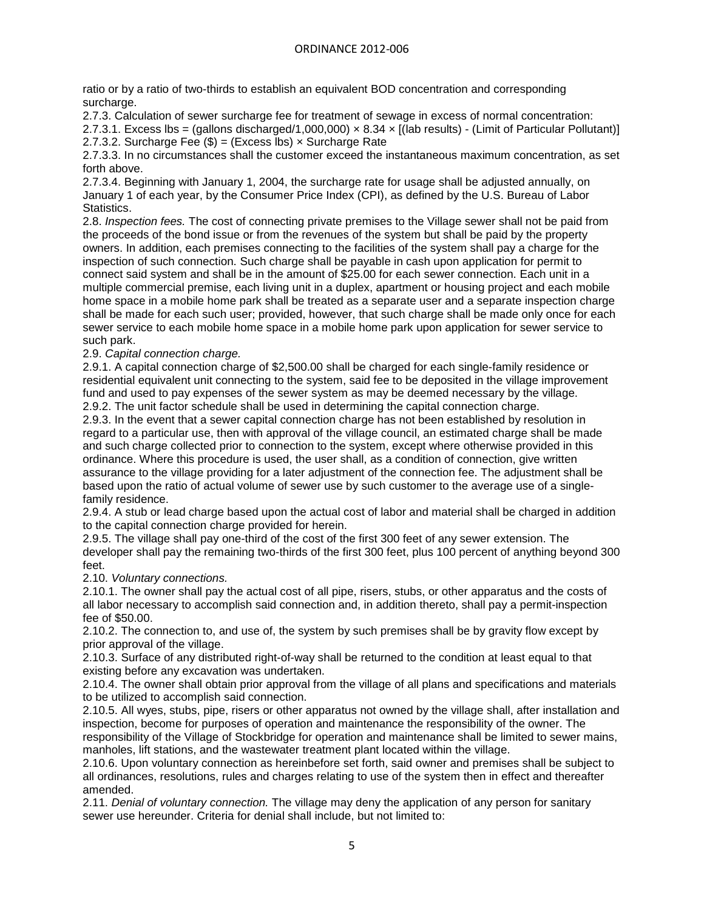ratio or by a ratio of two-thirds to establish an equivalent BOD concentration and corresponding surcharge.

2.7.3. Calculation of sewer surcharge fee for treatment of sewage in excess of normal concentration:

2.7.3.1. Excess lbs = (gallons discharged/1,000,000) × 8.34 × [(lab results) - (Limit of Particular Pollutant)]

2.7.3.2. Surcharge Fee ($) = (Excess lbs) × Surcharge Rate

2.7.3.3. In no circumstances shall the customer exceed the instantaneous maximum concentration, as set forth above.

2.7.3.4. Beginning with January 1, 2004, the surcharge rate for usage shall be adjusted annually, on January 1 of each year, by the Consumer Price Index (CPI), as defined by the U.S. Bureau of Labor Statistics.

2.8. *Inspection fees.* The cost of connecting private premises to the Village sewer shall not be paid from the proceeds of the bond issue or from the revenues of the system but shall be paid by the property owners. In addition, each premises connecting to the facilities of the system shall pay a charge for the inspection of such connection. Such charge shall be payable in cash upon application for permit to connect said system and shall be in the amount of $25.00 for each sewer connection. Each unit in a multiple commercial premise, each living unit in a duplex, apartment or housing project and each mobile home space in a mobile home park shall be treated as a separate user and a separate inspection charge shall be made for each such user; provided, however, that such charge shall be made only once for each sewer service to each mobile home space in a mobile home park upon application for sewer service to such park.

2.9. *Capital connection charge.*

2.9.1. A capital connection charge of $2,500.00 shall be charged for each single-family residence or residential equivalent unit connecting to the system, said fee to be deposited in the village improvement fund and used to pay expenses of the sewer system as may be deemed necessary by the village.

2.9.2. The unit factor schedule shall be used in determining the capital connection charge.

2.9.3. In the event that a sewer capital connection charge has not been established by resolution in regard to a particular use, then with approval of the village council, an estimated charge shall be made and such charge collected prior to connection to the system, except where otherwise provided in this ordinance. Where this procedure is used, the user shall, as a condition of connection, give written assurance to the village providing for a later adjustment of the connection fee. The adjustment shall be based upon the ratio of actual volume of sewer use by such customer to the average use of a single-family residence.

2.9.4. A stub or lead charge based upon the actual cost of labor and material shall be charged in addition to the capital connection charge provided for herein.

2.9.5. The village shall pay one-third of the cost of the first 300 feet of any sewer extension. The developer shall pay the remaining two-thirds of the first 300 feet, plus 100 percent of anything beyond 300 feet.

2.10. *Voluntary connections.*

2.10.1. The owner shall pay the actual cost of all pipe, risers, stubs, or other apparatus and the costs of all labor necessary to accomplish said connection and, in addition thereto, shall pay a permit-inspection fee of $50.00.

2.10.2. The connection to, and use of, the system by such premises shall be by gravity flow except by prior approval of the village.

2.10.3. Surface of any distributed right-of-way shall be returned to the condition at least equal to that existing before any excavation was undertaken.

2.10.4. The owner shall obtain prior approval from the village of all plans and specifications and materials to be utilized to accomplish said connection.

2.10.5. All wyes, stubs, pipe, risers or other apparatus not owned by the village shall, after installation and inspection, become for purposes of operation and maintenance the responsibility of the owner. The responsibility of the Village of Stockbridge for operation and maintenance shall be limited to sewer mains, manholes, lift stations, and the wastewater treatment plant located within the village.

2.10.6. Upon voluntary connection as hereinbefore set forth, said owner and premises shall be subject to all ordinances, resolutions, rules and charges relating to use of the system then in effect and thereafter amended.

2.11. *Denial of voluntary connection.* The village may deny the application of any person for sanitary sewer use hereunder. Criteria for denial shall include, but not limited to: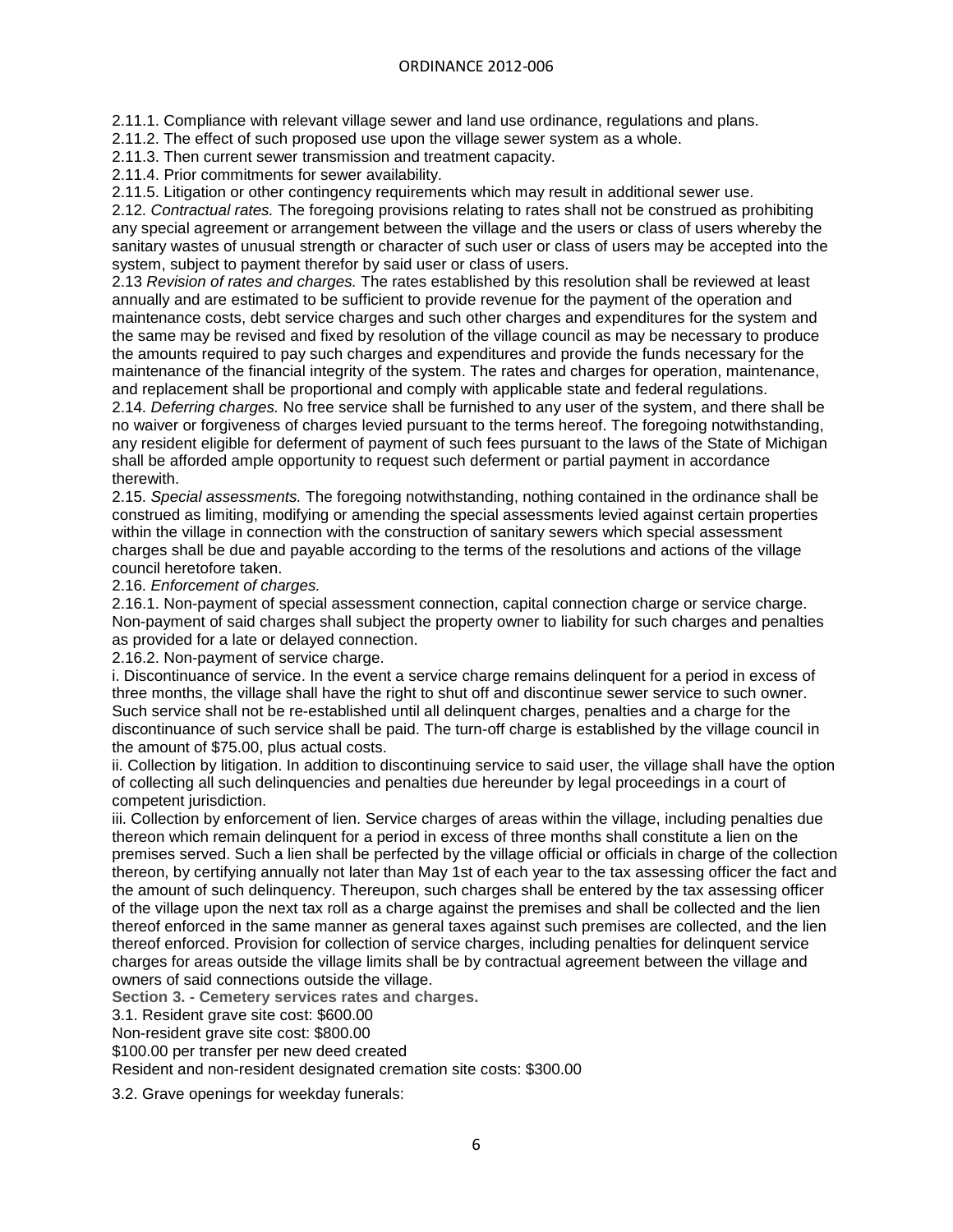2.11.1. Compliance with relevant village sewer and land use ordinance, regulations and plans.
2.11.2. The effect of such proposed use upon the village sewer system as a whole.
2.11.3. Then current sewer transmission and treatment capacity.
2.11.4. Prior commitments for sewer availability.
2.11.5. Litigation or other contingency requirements which may result in additional sewer use.
2.12. *Contractual rates.* The foregoing provisions relating to rates shall not be construed as prohibiting any special agreement or arrangement between the village and the users or class of users whereby the sanitary wastes of unusual strength or character of such user or class of users may be accepted into the system, subject to payment therefor by said user or class of users.
2.13 *Revision of rates and charges.* The rates established by this resolution shall be reviewed at least annually and are estimated to be sufficient to provide revenue for the payment of the operation and maintenance costs, debt service charges and such other charges and expenditures for the system and the same may be revised and fixed by resolution of the village council as may be necessary to produce the amounts required to pay such charges and expenditures and provide the funds necessary for the maintenance of the financial integrity of the system. The rates and charges for operation, maintenance, and replacement shall be proportional and comply with applicable state and federal regulations.
2.14. *Deferring charges.* No free service shall be furnished to any user of the system, and there shall be no waiver or forgiveness of charges levied pursuant to the terms hereof. The foregoing notwithstanding, any resident eligible for deferment of payment of such fees pursuant to the laws of the State of Michigan shall be afforded ample opportunity to request such deferment or partial payment in accordance therewith.
2.15. *Special assessments.* The foregoing notwithstanding, nothing contained in the ordinance shall be construed as limiting, modifying or amending the special assessments levied against certain properties within the village in connection with the construction of sanitary sewers which special assessment charges shall be due and payable according to the terms of the resolutions and actions of the village council heretofore taken.
2.16. *Enforcement of charges.*
2.16.1. Non-payment of special assessment connection, capital connection charge or service charge. Non-payment of said charges shall subject the property owner to liability for such charges and penalties as provided for a late or delayed connection.
2.16.2. Non-payment of service charge.
i. Discontinuance of service. In the event a service charge remains delinquent for a period in excess of three months, the village shall have the right to shut off and discontinue sewer service to such owner. Such service shall not be re-established until all delinquent charges, penalties and a charge for the discontinuance of such service shall be paid. The turn-off charge is established by the village council in the amount of $75.00, plus actual costs.
ii. Collection by litigation. In addition to discontinuing service to said user, the village shall have the option of collecting all such delinquencies and penalties due hereunder by legal proceedings in a court of competent jurisdiction.
iii. Collection by enforcement of lien. Service charges of areas within the village, including penalties due thereon which remain delinquent for a period in excess of three months shall constitute a lien on the premises served. Such a lien shall be perfected by the village official or officials in charge of the collection thereon, by certifying annually not later than May 1st of each year to the tax assessing officer the fact and the amount of such delinquency. Thereupon, such charges shall be entered by the tax assessing officer of the village upon the next tax roll as a charge against the premises and shall be collected and the lien thereof enforced in the same manner as general taxes against such premises are collected, and the lien thereof enforced. Provision for collection of service charges, including penalties for delinquent service charges for areas outside the village limits shall be by contractual agreement between the village and owners of said connections outside the village.

**Section 3. - Cemetery services rates and charges.**

3.1. Resident grave site cost: $600.00
Non-resident grave site cost: $800.00
$100.00 per transfer per new deed created
Resident and non-resident designated cremation site costs: $300.00

3.2. Grave openings for weekday funerals: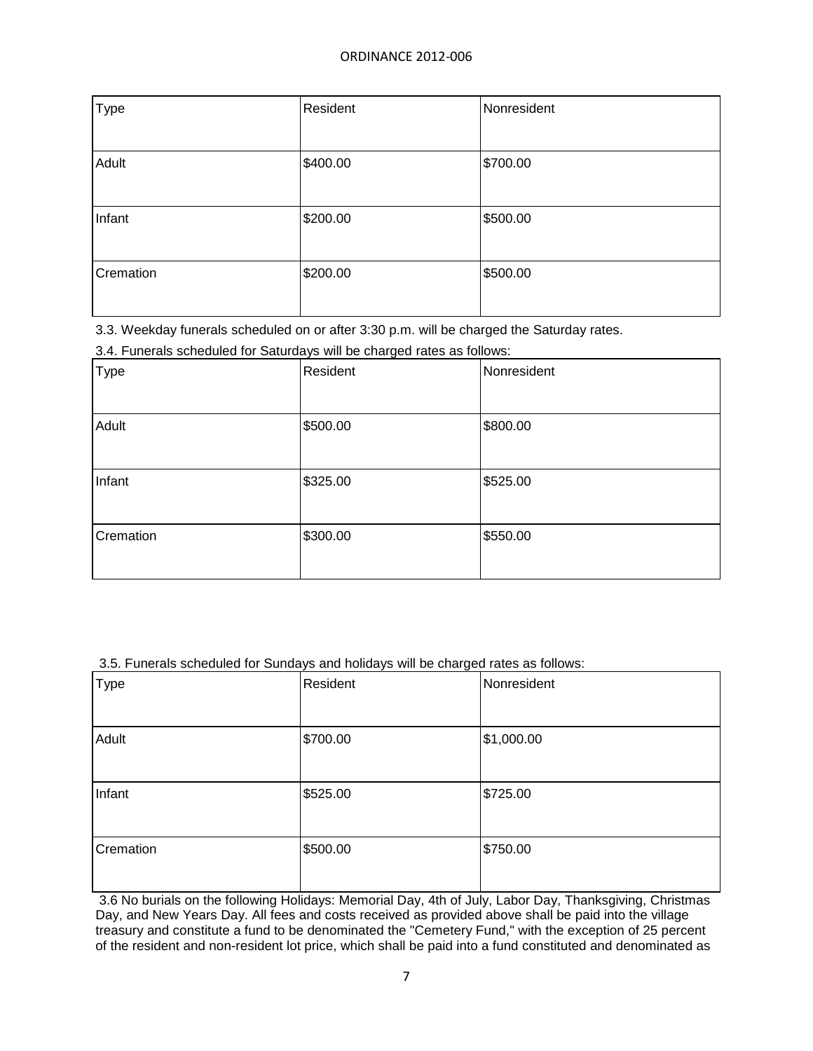| Type | Resident | Nonresident |
|---|---|---|
| Adult | $400.00 | $700.00 |
| Infant | $200.00 | $500.00 |
| Cremation | $200.00 | $500.00 |

3.3. Weekday funerals scheduled on or after 3:30 p.m. will be charged the Saturday rates.

3.4. Funerals scheduled for Saturdays will be charged rates as follows:

| Type | Resident | Nonresident |
|---|---|---|
| Adult | $500.00 | $800.00 |
| Infant | $325.00 | $525.00 |
| Cremation | $300.00 | $550.00 |

3.5. Funerals scheduled for Sundays and holidays will be charged rates as follows:

| Type | Resident | Nonresident |
|---|---|---|
| Adult | $700.00 | $1,000.00 |
| Infant | $525.00 | $725.00 |
| Cremation | $500.00 | $750.00 |

3.6 No burials on the following Holidays: Memorial Day, 4th of July, Labor Day, Thanksgiving, Christmas Day, and New Years Day. All fees and costs received as provided above shall be paid into the village treasury and constitute a fund to be denominated the "Cemetery Fund," with the exception of 25 percent of the resident and non-resident lot price, which shall be paid into a fund constituted and denominated as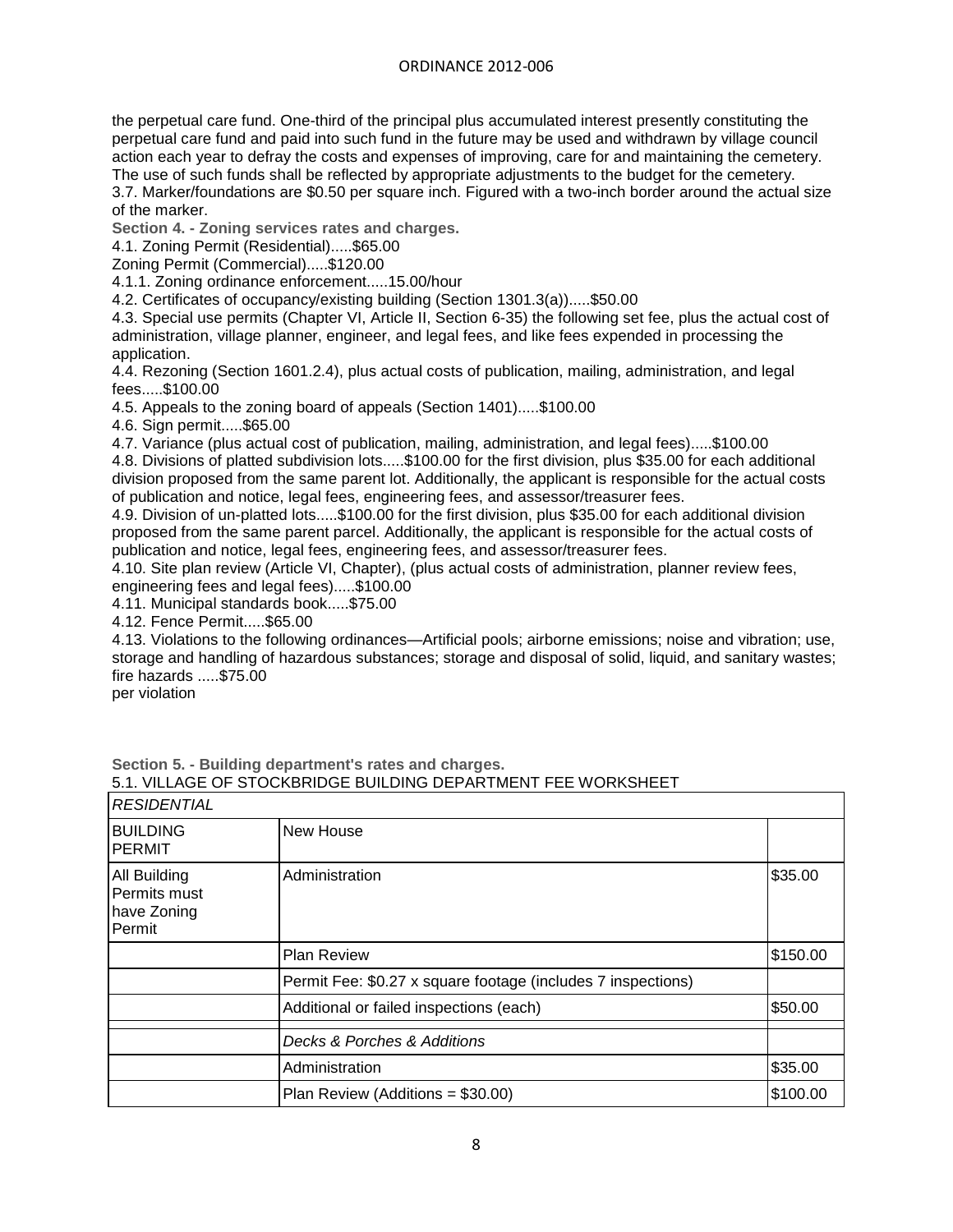the perpetual care fund. One-third of the principal plus accumulated interest presently constituting the perpetual care fund and paid into such fund in the future may be used and withdrawn by village council action each year to defray the costs and expenses of improving, care for and maintaining the cemetery. The use of such funds shall be reflected by appropriate adjustments to the budget for the cemetery.

3.7. Marker/foundations are $0.50 per square inch. Figured with a two-inch border around the actual size of the marker.

**Section 4. - Zoning services rates and charges.**

4.1. Zoning Permit (Residential).....$65.00

Zoning Permit (Commercial).....$120.00

4.1.1. Zoning ordinance enforcement.....15.00/hour

4.2. Certificates of occupancy/existing building (Section 1301.3(a)).....$50.00

4.3. Special use permits (Chapter VI, Article II, Section 6-35) the following set fee, plus the actual cost of administration, village planner, engineer, and legal fees, and like fees expended in processing the application.

4.4. Rezoning (Section 1601.2.4), plus actual costs of publication, mailing, administration, and legal fees.....$100.00

4.5. Appeals to the zoning board of appeals (Section 1401).....$100.00

4.6. Sign permit.....$65.00

4.7. Variance (plus actual cost of publication, mailing, administration, and legal fees).....$100.00

4.8. Divisions of platted subdivision lots.....$100.00 for the first division, plus $35.00 for each additional division proposed from the same parent lot. Additionally, the applicant is responsible for the actual costs of publication and notice, legal fees, engineering fees, and assessor/treasurer fees.

4.9. Division of un-platted lots.....$100.00 for the first division, plus $35.00 for each additional division proposed from the same parent parcel. Additionally, the applicant is responsible for the actual costs of publication and notice, legal fees, engineering fees, and assessor/treasurer fees.

4.10. Site plan review (Article VI, Chapter), (plus actual costs of administration, planner review fees, engineering fees and legal fees).....$100.00

4.11. Municipal standards book.....$75.00

4.12. Fence Permit.....$65.00

4.13. Violations to the following ordinances—Artificial pools; airborne emissions; noise and vibration; use, storage and handling of hazardous substances; storage and disposal of solid, liquid, and sanitary wastes; fire hazards .....$75.00
per violation

**Section 5. - Building department's rates and charges.**

5.1. VILLAGE OF STOCKBRIDGE BUILDING DEPARTMENT FEE WORKSHEET

| *RESIDENTIAL* | | |
|---|---|---|
| BUILDING PERMIT | New House | |
| All Building Permits must have Zoning Permit | Administration | $35.00 |
| | Plan Review | $150.00 |
| | Permit Fee: $0.27 x square footage (includes 7 inspections) | |
| | Additional or failed inspections (each) | $50.00 |
| | *Decks & Porches & Additions* | |
| | Administration | $35.00 |
| | Plan Review (Additions = $30.00) | $100.00 |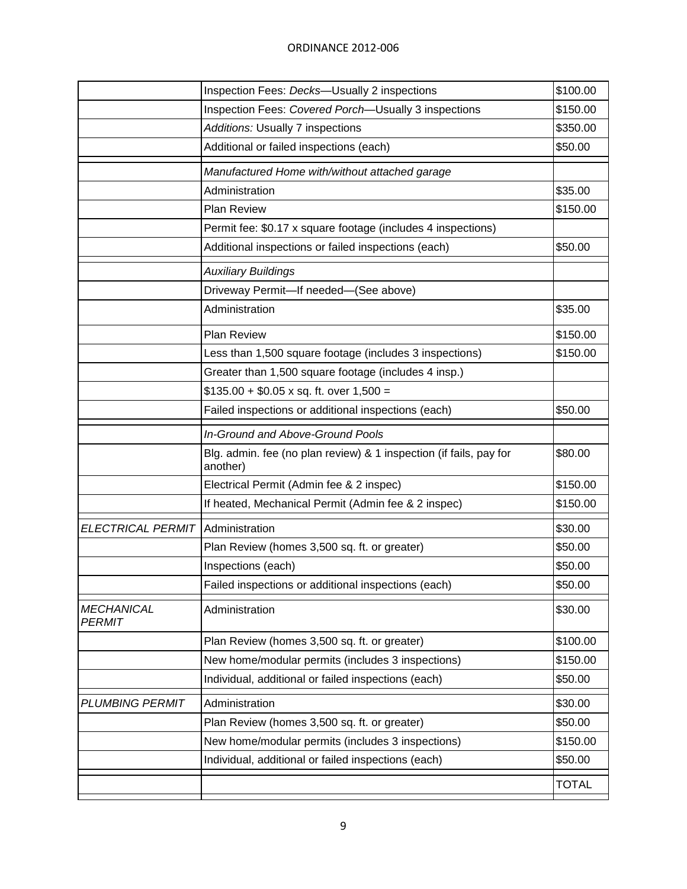|  |  |  |
|---|---|---|
|  | Inspection Fees: *Decks*—Usually 2 inspections | $100.00 |
|  | Inspection Fees: *Covered Porch*—Usually 3 inspections | $150.00 |
|  | *Additions:* Usually 7 inspections | $350.00 |
|  | Additional or failed inspections (each) | $50.00 |
|  | *Manufactured Home with/without attached garage* |  |
|  | Administration | $35.00 |
|  | Plan Review | $150.00 |
|  | Permit fee: $0.17 x square footage (includes 4 inspections) |  |
|  | Additional inspections or failed inspections (each) | $50.00 |
|  | *Auxiliary Buildings* |  |
|  | Driveway Permit—If needed—(See above) |  |
|  | Administration | $35.00 |
|  | Plan Review | $150.00 |
|  | Less than 1,500 square footage (includes 3 inspections) | $150.00 |
|  | Greater than 1,500 square footage (includes 4 insp.) |  |
|  | $135.00 + $0.05 x sq. ft. over 1,500 = |  |
|  | Failed inspections or additional inspections (each) | $50.00 |
|  | *In-Ground and Above-Ground Pools* |  |
|  | Blg. admin. fee (no plan review) & 1 inspection (if fails, pay for another) | $80.00 |
|  | Electrical Permit (Admin fee & 2 inspec) | $150.00 |
|  | If heated, Mechanical Permit (Admin fee & 2 inspec) | $150.00 |
| *ELECTRICAL PERMIT* | Administration | $30.00 |
|  | Plan Review (homes 3,500 sq. ft. or greater) | $50.00 |
|  | Inspections (each) | $50.00 |
|  | Failed inspections or additional inspections (each) | $50.00 |
| *MECHANICAL PERMIT* | Administration | $30.00 |
|  | Plan Review (homes 3,500 sq. ft. or greater) | $100.00 |
|  | New home/modular permits (includes 3 inspections) | $150.00 |
|  | Individual, additional or failed inspections (each) | $50.00 |
| *PLUMBING PERMIT* | Administration | $30.00 |
|  | Plan Review (homes 3,500 sq. ft. or greater) | $50.00 |
|  | New home/modular permits (includes 3 inspections) | $150.00 |
|  | Individual, additional or failed inspections (each) | $50.00 |
|  |  | TOTAL |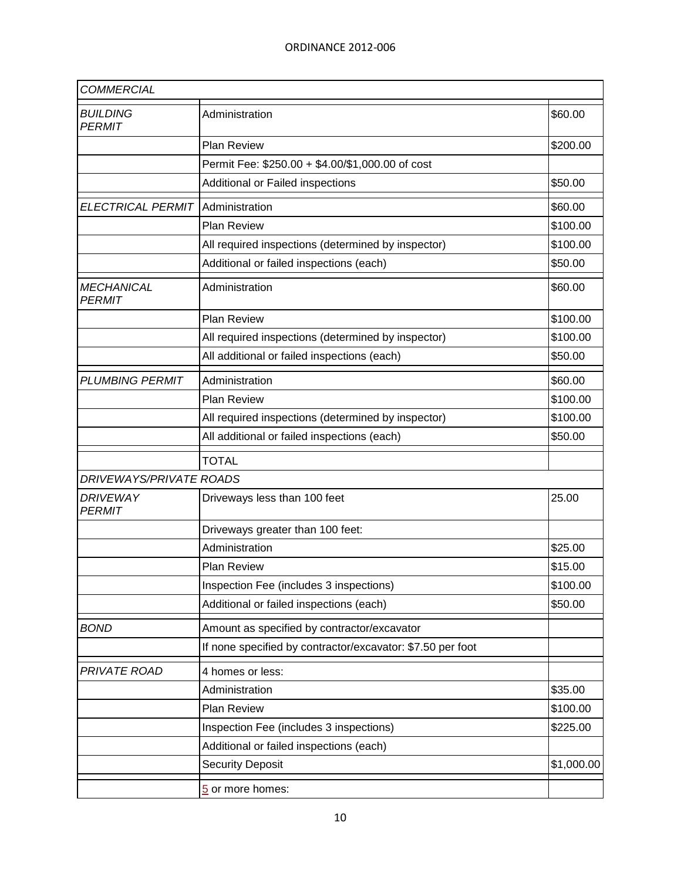| *COMMERCIAL* | | |
|---|---|---|
| *BUILDING PERMIT* | Administration | $60.00 |
| | Plan Review | $200.00 |
| | Permit Fee: $250.00 + $4.00/$1,000.00 of cost | |
| | Additional or Failed inspections | $50.00 |
| *ELECTRICAL PERMIT* | Administration | $60.00 |
| | Plan Review | $100.00 |
| | All required inspections (determined by inspector) | $100.00 |
| | Additional or failed inspections (each) | $50.00 |
| *MECHANICAL PERMIT* | Administration | $60.00 |
| | Plan Review | $100.00 |
| | All required inspections (determined by inspector) | $100.00 |
| | All additional or failed inspections (each) | $50.00 |
| *PLUMBING PERMIT* | Administration | $60.00 |
| | Plan Review | $100.00 |
| | All required inspections (determined by inspector) | $100.00 |
| | All additional or failed inspections (each) | $50.00 |
| | TOTAL | |
| *DRIVEWAYS/PRIVATE ROADS* | | |
| *DRIVEWAY PERMIT* | Driveways less than 100 feet | 25.00 |
| | Driveways greater than 100 feet: | |
| | Administration | $25.00 |
| | Plan Review | $15.00 |
| | Inspection Fee (includes 3 inspections) | $100.00 |
| | Additional or failed inspections (each) | $50.00 |
| *BOND* | Amount as specified by contractor/excavator | |
| | If none specified by contractor/excavator: $7.50 per foot | |
| *PRIVATE ROAD* | 4 homes or less: | |
| | Administration | $35.00 |
| | Plan Review | $100.00 |
| | Inspection Fee (includes 3 inspections) | $225.00 |
| | Additional or failed inspections (each) | |
| | Security Deposit | $1,000.00 |
| | 5 or more homes: | |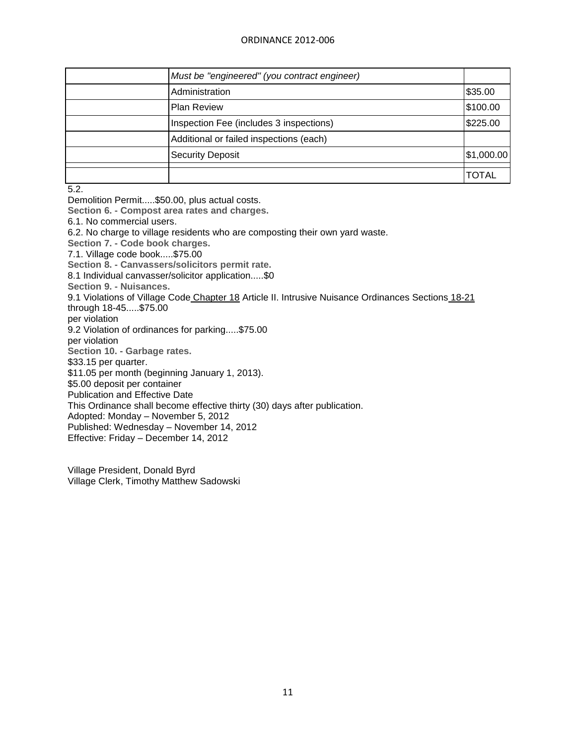| | | |
|---|---|---|
| | *Must be "engineered" (you contract engineer)* | |
| | Administration | $35.00 |
| | Plan Review | $100.00 |
| | Inspection Fee (includes 3 inspections) | $225.00 |
| | Additional or failed inspections (each) | |
| | Security Deposit | $1,000.00 |
| | | |
| | | TOTAL |

5.2.

Demolition Permit.....$50.00, plus actual costs.

**Section 6. - Compost area rates and charges.**

6.1. No commercial users.

6.2. No charge to village residents who are composting their own yard waste.

**Section 7. - Code book charges.**

7.1. Village code book.....$75.00

**Section 8. - Canvassers/solicitors permit rate.**

8.1 Individual canvasser/solicitor application.....$0

**Section 9. - Nuisances.**

9.1 Violations of Village Code Chapter 18 Article II. Intrusive Nuisance Ordinances Sections 18-21 through 18-45.....$75.00
per violation

9.2 Violation of ordinances for parking.....$75.00
per violation

**Section 10. - Garbage rates.**

$33.15 per quarter.

$11.05 per month (beginning January 1, 2013).

$5.00 deposit per container

Publication and Effective Date

This Ordinance shall become effective thirty (30) days after publication.

Adopted: Monday – November 5, 2012

Published: Wednesday – November 14, 2012

Effective: Friday – December 14, 2012

Village President, Donald Byrd

Village Clerk, Timothy Matthew Sadowski